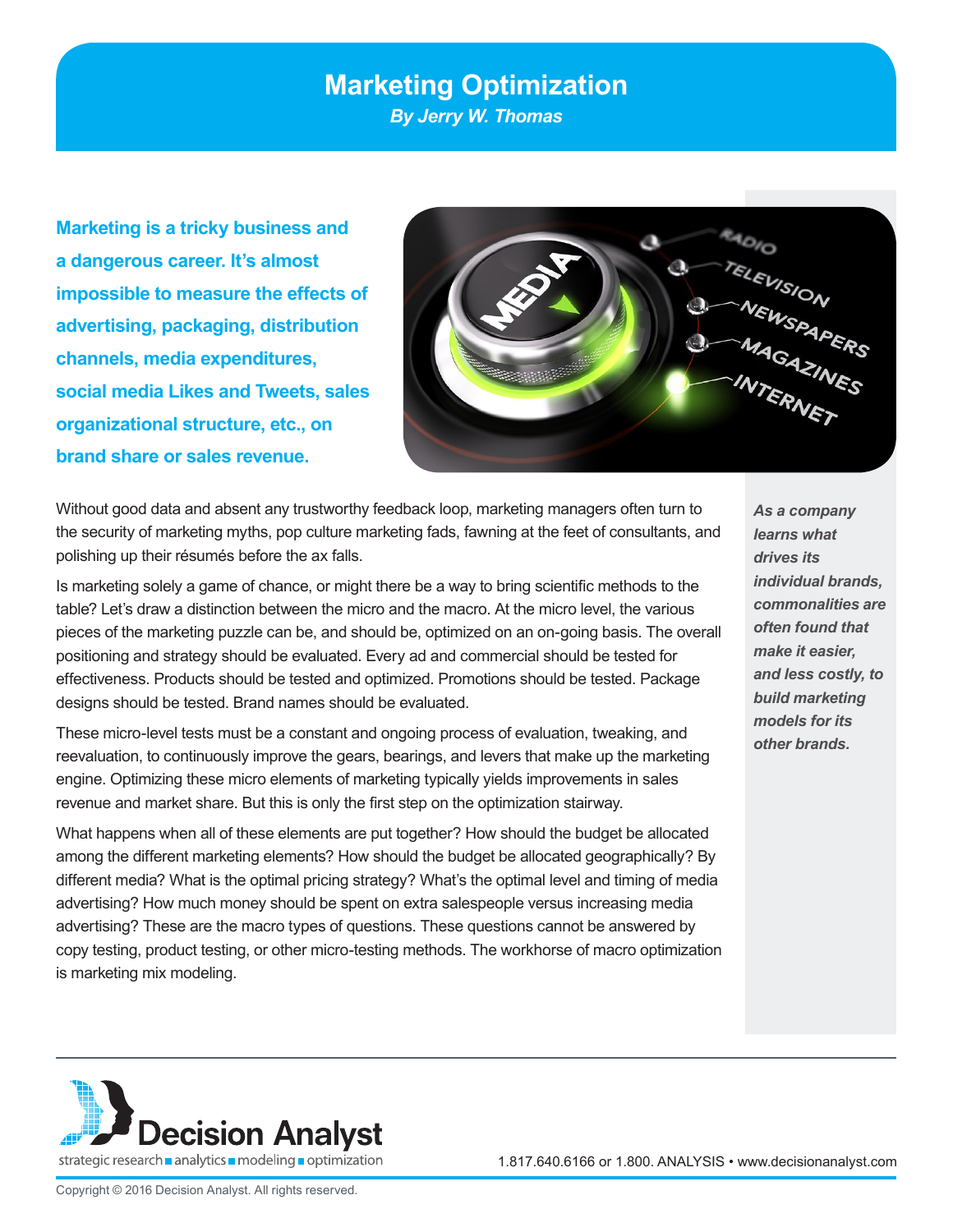# Marketing Optimization

*By Jerry W. Thomas*

**Marketing is a tricky business and a dangerous career. It's almost impossible to measure the effects of advertising, packaging, distribution channels, media expenditures, social media Likes and Tweets, sales organizational structure, etc., on brand share or sales revenue.**

Without good data and absent any trustworthy feedback loop, marketing managers often turn to the security of marketing myths, pop culture marketing fads, fawning at the feet of consultants, and polishing up their résumés before the ax falls.

Is marketing solely a game of chance, or might there be a way to bring scientific methods to the table? Let's draw a distinction between the micro and the macro. At the micro level, the various pieces of the marketing puzzle can be, and should be, optimized on an on-going basis. The overall positioning and strategy should be evaluated. Every ad and commercial should be tested for effectiveness. Products should be tested and optimized. Promotions should be tested. Package designs should be tested. Brand names should be evaluated.

These micro-level tests must be a constant and ongoing process of evaluation, tweaking, and reevaluation, to continuously improve the gears, bearings, and levers that make up the marketing engine. Optimizing these micro elements of marketing typically yields improvements in sales revenue and market share. But this is only the first step on the optimization stairway.

What happens when all of these elements are put together? How should the budget be allocated among the different marketing elements? How should the budget be allocated geographically? By different media? What is the optimal pricing strategy? What's the optimal level and timing of media advertising? How much money should be spent on extra salespeople versus increasing media advertising? These are the macro types of questions. These questions cannot be answered by copy testing, product testing, or other micro-testing methods. The workhorse of macro optimization is marketing mix modeling.

***As a company learns what drives its individual brands, commonalities are often found that make it easier, and less costly, to build marketing models for its other brands.***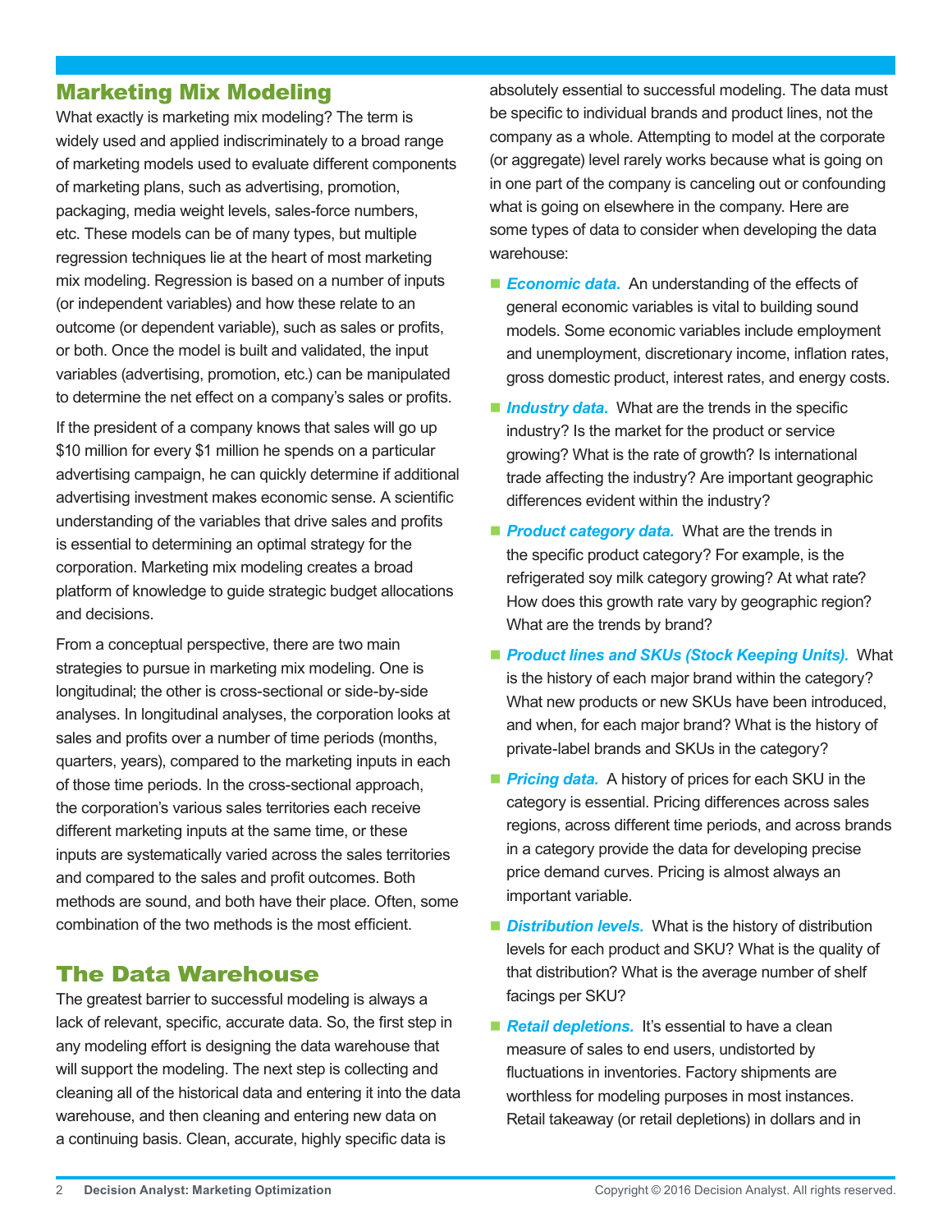## Marketing Mix Modeling

What exactly is marketing mix modeling? The term is widely used and applied indiscriminately to a broad range of marketing models used to evaluate different components of marketing plans, such as advertising, promotion, packaging, media weight levels, sales-force numbers, etc. These models can be of many types, but multiple regression techniques lie at the heart of most marketing mix modeling. Regression is based on a number of inputs (or independent variables) and how these relate to an outcome (or dependent variable), such as sales or profits, or both. Once the model is built and validated, the input variables (advertising, promotion, etc.) can be manipulated to determine the net effect on a company's sales or profits.

If the president of a company knows that sales will go up $10 million for every $1 million he spends on a particular advertising campaign, he can quickly determine if additional advertising investment makes economic sense. A scientific understanding of the variables that drive sales and profits is essential to determining an optimal strategy for the corporation. Marketing mix modeling creates a broad platform of knowledge to guide strategic budget allocations and decisions.

From a conceptual perspective, there are two main strategies to pursue in marketing mix modeling. One is longitudinal; the other is cross-sectional or side-by-side analyses. In longitudinal analyses, the corporation looks at sales and profits over a number of time periods (months, quarters, years), compared to the marketing inputs in each of those time periods. In the cross-sectional approach, the corporation's various sales territories each receive different marketing inputs at the same time, or these inputs are systematically varied across the sales territories and compared to the sales and profit outcomes. Both methods are sound, and both have their place. Often, some combination of the two methods is the most efficient.

## The Data Warehouse

The greatest barrier to successful modeling is always a lack of relevant, specific, accurate data. So, the first step in any modeling effort is designing the data warehouse that will support the modeling. The next step is collecting and cleaning all of the historical data and entering it into the data warehouse, and then cleaning and entering new data on a continuing basis. Clean, accurate, highly specific data is absolutely essential to successful modeling. The data must be specific to individual brands and product lines, not the company as a whole. Attempting to model at the corporate (or aggregate) level rarely works because what is going on in one part of the company is canceling out or confounding what is going on elsewhere in the company. Here are some types of data to consider when developing the data warehouse:

- ***Economic data.*** An understanding of the effects of general economic variables is vital to building sound models. Some economic variables include employment and unemployment, discretionary income, inflation rates, gross domestic product, interest rates, and energy costs.
- ***Industry data.*** What are the trends in the specific industry? Is the market for the product or service growing? What is the rate of growth? Is international trade affecting the industry? Are important geographic differences evident within the industry?
- ***Product category data.*** What are the trends in the specific product category? For example, is the refrigerated soy milk category growing? At what rate? How does this growth rate vary by geographic region? What are the trends by brand?
- ***Product lines and SKUs (Stock Keeping Units).*** What is the history of each major brand within the category? What new products or new SKUs have been introduced, and when, for each major brand? What is the history of private-label brands and SKUs in the category?
- ***Pricing data.*** A history of prices for each SKU in the category is essential. Pricing differences across sales regions, across different time periods, and across brands in a category provide the data for developing precise price demand curves. Pricing is almost always an important variable.
- ***Distribution levels.*** What is the history of distribution levels for each product and SKU? What is the quality of that distribution? What is the average number of shelf facings per SKU?
- ***Retail depletions.*** It's essential to have a clean measure of sales to end users, undistorted by fluctuations in inventories. Factory shipments are worthless for modeling purposes in most instances. Retail takeaway (or retail depletions) in dollars and in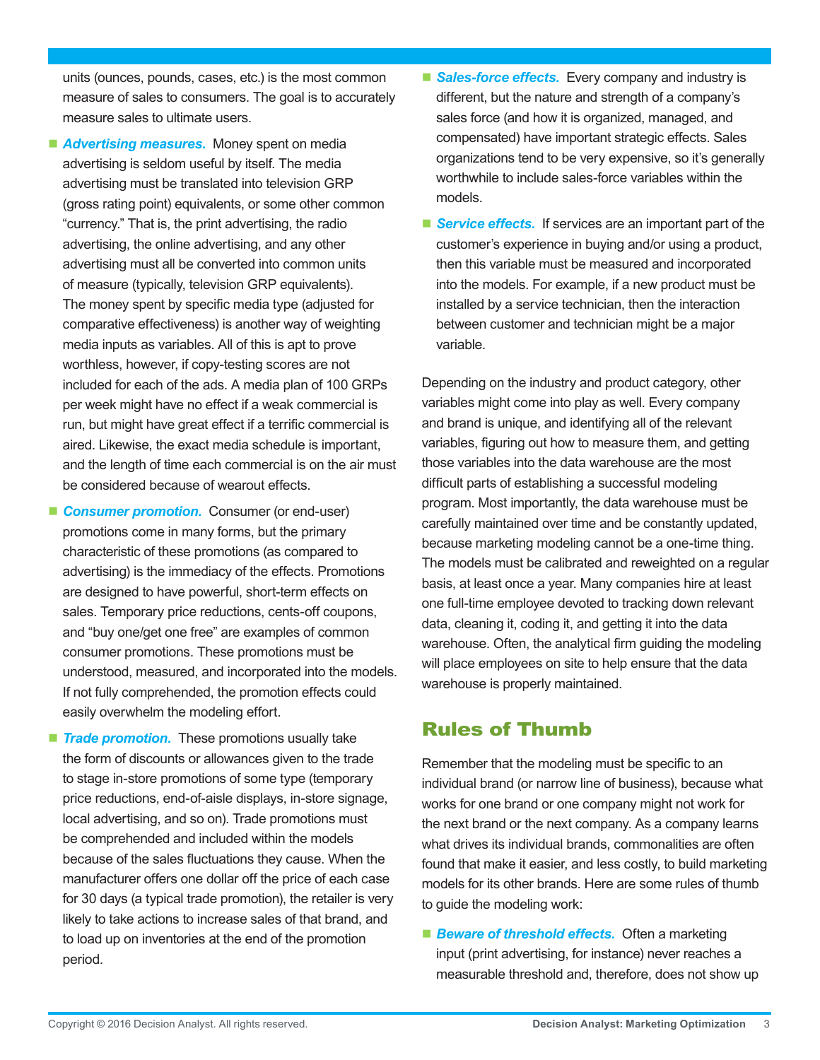units (ounces, pounds, cases, etc.) is the most common measure of sales to consumers. The goal is to accurately measure sales to ultimate users.

- ***Advertising measures.*** Money spent on media advertising is seldom useful by itself. The media advertising must be translated into television GRP (gross rating point) equivalents, or some other common "currency." That is, the print advertising, the radio advertising, the online advertising, and any other advertising must all be converted into common units of measure (typically, television GRP equivalents). The money spent by specific media type (adjusted for comparative effectiveness) is another way of weighting media inputs as variables. All of this is apt to prove worthless, however, if copy-testing scores are not included for each of the ads. A media plan of 100 GRPs per week might have no effect if a weak commercial is run, but might have great effect if a terrific commercial is aired. Likewise, the exact media schedule is important, and the length of time each commercial is on the air must be considered because of wearout effects.
- ***Consumer promotion.*** Consumer (or end-user) promotions come in many forms, but the primary characteristic of these promotions (as compared to advertising) is the immediacy of the effects. Promotions are designed to have powerful, short-term effects on sales. Temporary price reductions, cents-off coupons, and "buy one/get one free" are examples of common consumer promotions. These promotions must be understood, measured, and incorporated into the models. If not fully comprehended, the promotion effects could easily overwhelm the modeling effort.
- ***Trade promotion.*** These promotions usually take the form of discounts or allowances given to the trade to stage in-store promotions of some type (temporary price reductions, end-of-aisle displays, in-store signage, local advertising, and so on). Trade promotions must be comprehended and included within the models because of the sales fluctuations they cause. When the manufacturer offers one dollar off the price of each case for 30 days (a typical trade promotion), the retailer is very likely to take actions to increase sales of that brand, and to load up on inventories at the end of the promotion period.
- ***Sales-force effects.*** Every company and industry is different, but the nature and strength of a company's sales force (and how it is organized, managed, and compensated) have important strategic effects. Sales organizations tend to be very expensive, so it's generally worthwhile to include sales-force variables within the models.
- ***Service effects.*** If services are an important part of the customer's experience in buying and/or using a product, then this variable must be measured and incorporated into the models. For example, if a new product must be installed by a service technician, then the interaction between customer and technician might be a major variable.

Depending on the industry and product category, other variables might come into play as well. Every company and brand is unique, and identifying all of the relevant variables, figuring out how to measure them, and getting those variables into the data warehouse are the most difficult parts of establishing a successful modeling program. Most importantly, the data warehouse must be carefully maintained over time and be constantly updated, because marketing modeling cannot be a one-time thing. The models must be calibrated and reweighted on a regular basis, at least once a year. Many companies hire at least one full-time employee devoted to tracking down relevant data, cleaning it, coding it, and getting it into the data warehouse. Often, the analytical firm guiding the modeling will place employees on site to help ensure that the data warehouse is properly maintained.

## Rules of Thumb

Remember that the modeling must be specific to an individual brand (or narrow line of business), because what works for one brand or one company might not work for the next brand or the next company. As a company learns what drives its individual brands, commonalities are often found that make it easier, and less costly, to build marketing models for its other brands. Here are some rules of thumb to guide the modeling work:

- ***Beware of threshold effects.*** Often a marketing input (print advertising, for instance) never reaches a measurable threshold and, therefore, does not show up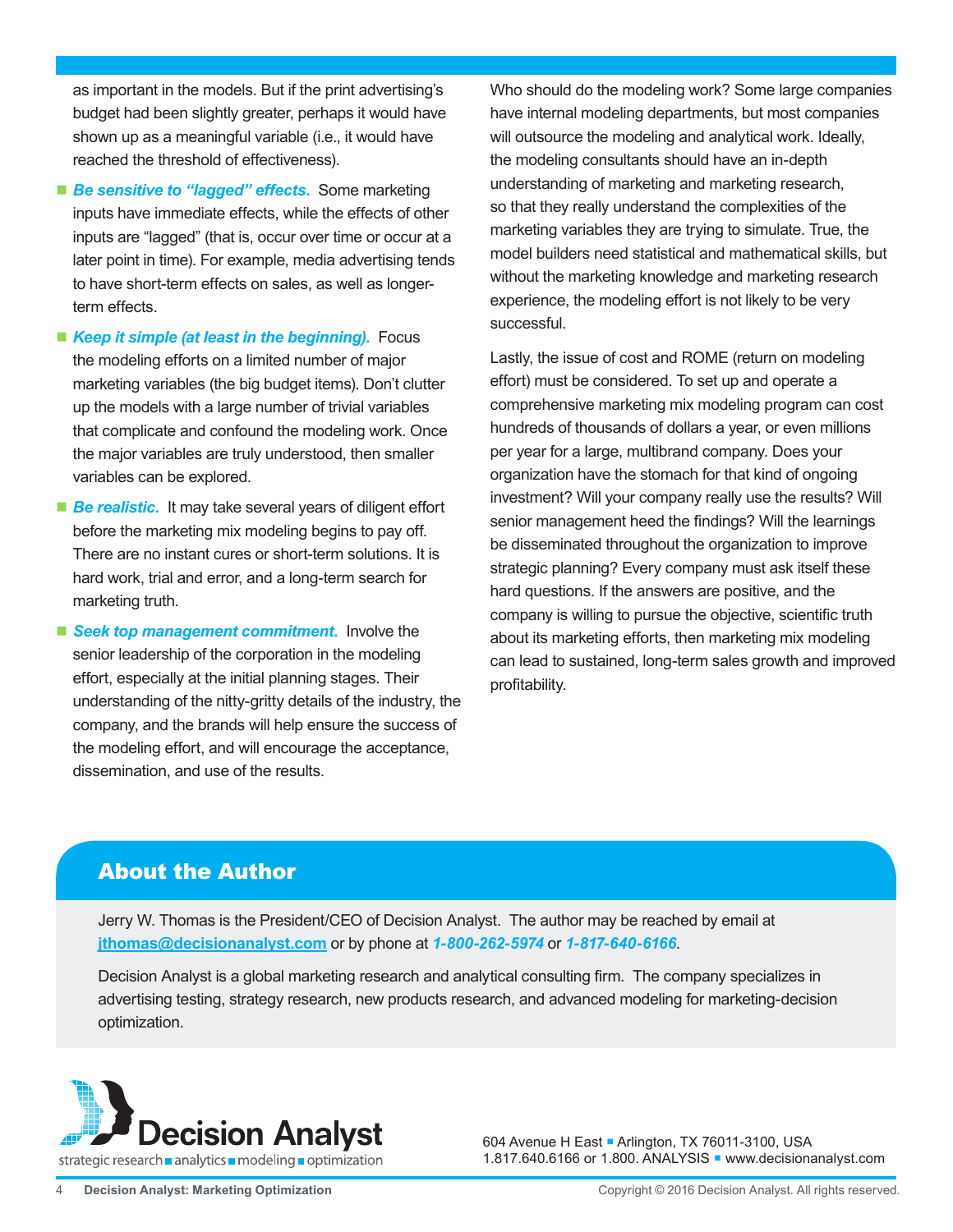as important in the models. But if the print advertising's budget had been slightly greater, perhaps it would have shown up as a meaningful variable (i.e., it would have reached the threshold of effectiveness).

- ***Be sensitive to "lagged" effects.*** Some marketing inputs have immediate effects, while the effects of other inputs are "lagged" (that is, occur over time or occur at a later point in time). For example, media advertising tends to have short-term effects on sales, as well as longer-term effects.
- ***Keep it simple (at least in the beginning).*** Focus the modeling efforts on a limited number of major marketing variables (the big budget items). Don't clutter up the models with a large number of trivial variables that complicate and confound the modeling work. Once the major variables are truly understood, then smaller variables can be explored.
- ***Be realistic.*** It may take several years of diligent effort before the marketing mix modeling begins to pay off. There are no instant cures or short-term solutions. It is hard work, trial and error, and a long-term search for marketing truth.
- ***Seek top management commitment.*** Involve the senior leadership of the corporation in the modeling effort, especially at the initial planning stages. Their understanding of the nitty-gritty details of the industry, the company, and the brands will help ensure the success of the modeling effort, and will encourage the acceptance, dissemination, and use of the results.

Who should do the modeling work? Some large companies have internal modeling departments, but most companies will outsource the modeling and analytical work. Ideally, the modeling consultants should have an in-depth understanding of marketing and marketing research, so that they really understand the complexities of the marketing variables they are trying to simulate. True, the model builders need statistical and mathematical skills, but without the marketing knowledge and marketing research experience, the modeling effort is not likely to be very successful.

Lastly, the issue of cost and ROME (return on modeling effort) must be considered. To set up and operate a comprehensive marketing mix modeling program can cost hundreds of thousands of dollars a year, or even millions per year for a large, multibrand company. Does your organization have the stomach for that kind of ongoing investment? Will your company really use the results? Will senior management heed the findings? Will the learnings be disseminated throughout the organization to improve strategic planning? Every company must ask itself these hard questions. If the answers are positive, and the company is willing to pursue the objective, scientific truth about its marketing efforts, then marketing mix modeling can lead to sustained, long-term sales growth and improved profitability.

## About the Author

Jerry W. Thomas is the President/CEO of Decision Analyst. The author may be reached by email at jthomas@decisionanalyst.com or by phone at ***1-800-262-5974*** or ***1-817-640-6166***.

Decision Analyst is a global marketing research and analytical consulting firm. The company specializes in advertising testing, strategy research, new products research, and advanced modeling for marketing-decision optimization.

Decision Analyst
strategic research ▪ analytics ▪ modeling ▪ optimization

604 Avenue H East ▪ Arlington, TX 76011-3100, USA
1.817.640.6166 or 1.800. ANALYSIS ▪ www.decisionanalyst.com

Copyright © 2016 Decision Analyst. All rights reserved.